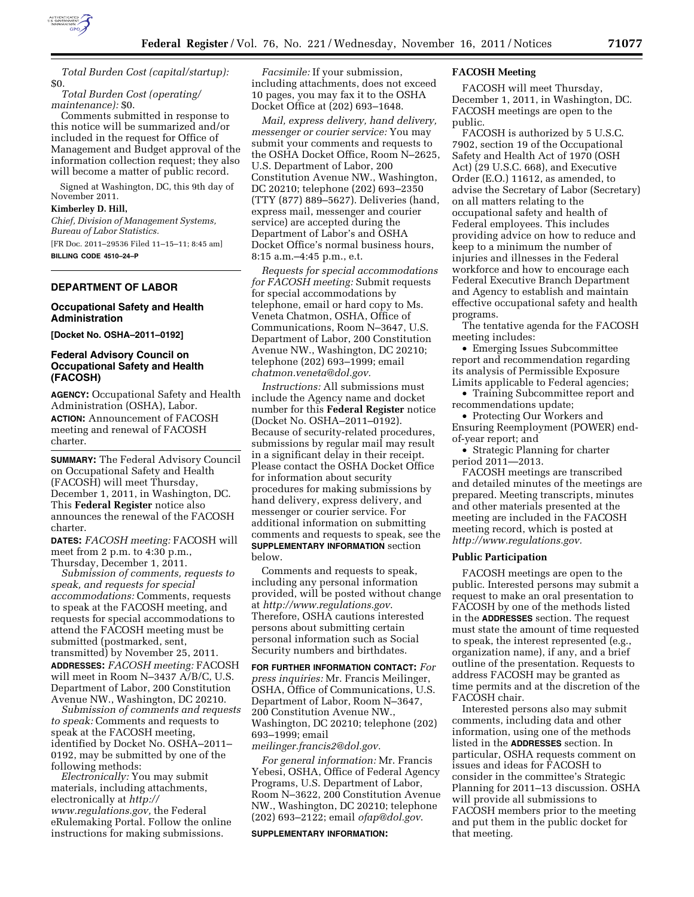*Total Burden Cost (capital/startup):* $0.

*Total Burden Cost (operating/maintenance):* $0.

Comments submitted in response to this notice will be summarized and/or included in the request for Office of Management and Budget approval of the information collection request; they also will become a matter of public record.

Signed at Washington, DC, this 9th day of November 2011.

**Kimberley D. Hill,**

*Chief, Division of Management Systems, Bureau of Labor Statistics.*

[FR Doc. 2011–29536 Filed 11–15–11; 8:45 am]

**BILLING CODE 4510–24–P**

---

## DEPARTMENT OF LABOR

### Occupational Safety and Health Administration

**[Docket No. OSHA–2011–0192]**

### Federal Advisory Council on Occupational Safety and Health (FACOSH)

**AGENCY:** Occupational Safety and Health Administration (OSHA), Labor.

**ACTION:** Announcement of FACOSH meeting and renewal of FACOSH charter.

**SUMMARY:** The Federal Advisory Council on Occupational Safety and Health (FACOSH) will meet Thursday, December 1, 2011, in Washington, DC. This **Federal Register** notice also announces the renewal of the FACOSH charter.

**DATES:** *FACOSH meeting:* FACOSH will meet from 2 p.m. to 4:30 p.m., Thursday, December 1, 2011.

*Submission of comments, requests to speak, and requests for special accommodations:* Comments, requests to speak at the FACOSH meeting, and requests for special accommodations to attend the FACOSH meeting must be submitted (postmarked, sent, transmitted) by November 25, 2011.

**ADDRESSES:** *FACOSH meeting:* FACOSH will meet in Room N–3437 A/B/C, U.S. Department of Labor, 200 Constitution Avenue NW., Washington, DC 20210.

*Submission of comments and requests to speak:* Comments and requests to speak at the FACOSH meeting, identified by Docket No. OSHA–2011–0192, may be submitted by one of the following methods:

*Electronically:* You may submit materials, including attachments, electronically at *http://www.regulations.gov,* the Federal eRulemaking Portal. Follow the online instructions for making submissions.

*Facsimile:* If your submission, including attachments, does not exceed 10 pages, you may fax it to the OSHA Docket Office at (202) 693–1648.

*Mail, express delivery, hand delivery, messenger or courier service:* You may submit your comments and requests to the OSHA Docket Office, Room N–2625, U.S. Department of Labor, 200 Constitution Avenue NW., Washington, DC 20210; telephone (202) 693–2350 (TTY (877) 889–5627). Deliveries (hand, express mail, messenger and courier service) are accepted during the Department of Labor's and OSHA Docket Office's normal business hours, 8:15 a.m.–4:45 p.m., e.t.

*Requests for special accommodations for FACOSH meeting:* Submit requests for special accommodations by telephone, email or hard copy to Ms. Veneta Chatmon, OSHA, Office of Communications, Room N–3647, U.S. Department of Labor, 200 Constitution Avenue NW., Washington, DC 20210; telephone (202) 693–1999; email *chatmon.veneta@dol.gov.*

*Instructions:* All submissions must include the Agency name and docket number for this **Federal Register** notice (Docket No. OSHA–2011–0192). Because of security-related procedures, submissions by regular mail may result in a significant delay in their receipt. Please contact the OSHA Docket Office for information about security procedures for making submissions by hand delivery, express delivery, and messenger or courier service. For additional information on submitting comments and requests to speak, see the **SUPPLEMENTARY INFORMATION** section below.

Comments and requests to speak, including any personal information provided, will be posted without change at *http://www.regulations.gov*. Therefore, OSHA cautions interested persons about submitting certain personal information such as Social Security numbers and birthdates.

**FOR FURTHER INFORMATION CONTACT:** *For press inquiries:* Mr. Francis Meilinger, OSHA, Office of Communications, U.S. Department of Labor, Room N–3647, 200 Constitution Avenue NW., Washington, DC 20210; telephone (202) 693–1999; email *meilinger.francis2@dol.gov.*

*For general information:* Mr. Francis Yebesi, OSHA, Office of Federal Agency Programs, U.S. Department of Labor, Room N–3622, 200 Constitution Avenue NW., Washington, DC 20210; telephone (202) 693–2122; email *ofap@dol.gov*.

**SUPPLEMENTARY INFORMATION:**

#### FACOSH Meeting

FACOSH will meet Thursday, December 1, 2011, in Washington, DC. FACOSH meetings are open to the public.

FACOSH is authorized by 5 U.S.C. 7902, section 19 of the Occupational Safety and Health Act of 1970 (OSH Act) (29 U.S.C. 668), and Executive Order (E.O.) 11612, as amended, to advise the Secretary of Labor (Secretary) on all matters relating to the occupational safety and health of Federal employees. This includes providing advice on how to reduce and keep to a minimum the number of injuries and illnesses in the Federal workforce and how to encourage each Federal Executive Branch Department and Agency to establish and maintain effective occupational safety and health programs.

The tentative agenda for the FACOSH meeting includes:

- Emerging Issues Subcommittee report and recommendation regarding its analysis of Permissible Exposure Limits applicable to Federal agencies;
- Training Subcommittee report and recommendations update;
- Protecting Our Workers and Ensuring Reemployment (POWER) end-of-year report; and
- Strategic Planning for charter period 2011—2013.

FACOSH meetings are transcribed and detailed minutes of the meetings are prepared. Meeting transcripts, minutes and other materials presented at the meeting are included in the FACOSH meeting record, which is posted at *http://www.regulations.gov.*

#### Public Participation

FACOSH meetings are open to the public. Interested persons may submit a request to make an oral presentation to FACOSH by one of the methods listed in the **ADDRESSES** section. The request must state the amount of time requested to speak, the interest represented (e.g., organization name), if any, and a brief outline of the presentation. Requests to address FACOSH may be granted as time permits and at the discretion of the FACOSH chair.

Interested persons also may submit comments, including data and other information, using one of the methods listed in the **ADDRESSES** section. In particular, OSHA requests comment on issues and ideas for FACOSH to consider in the committee's Strategic Planning for 2011–13 discussion. OSHA will provide all submissions to FACOSH members prior to the meeting and put them in the public docket for that meeting.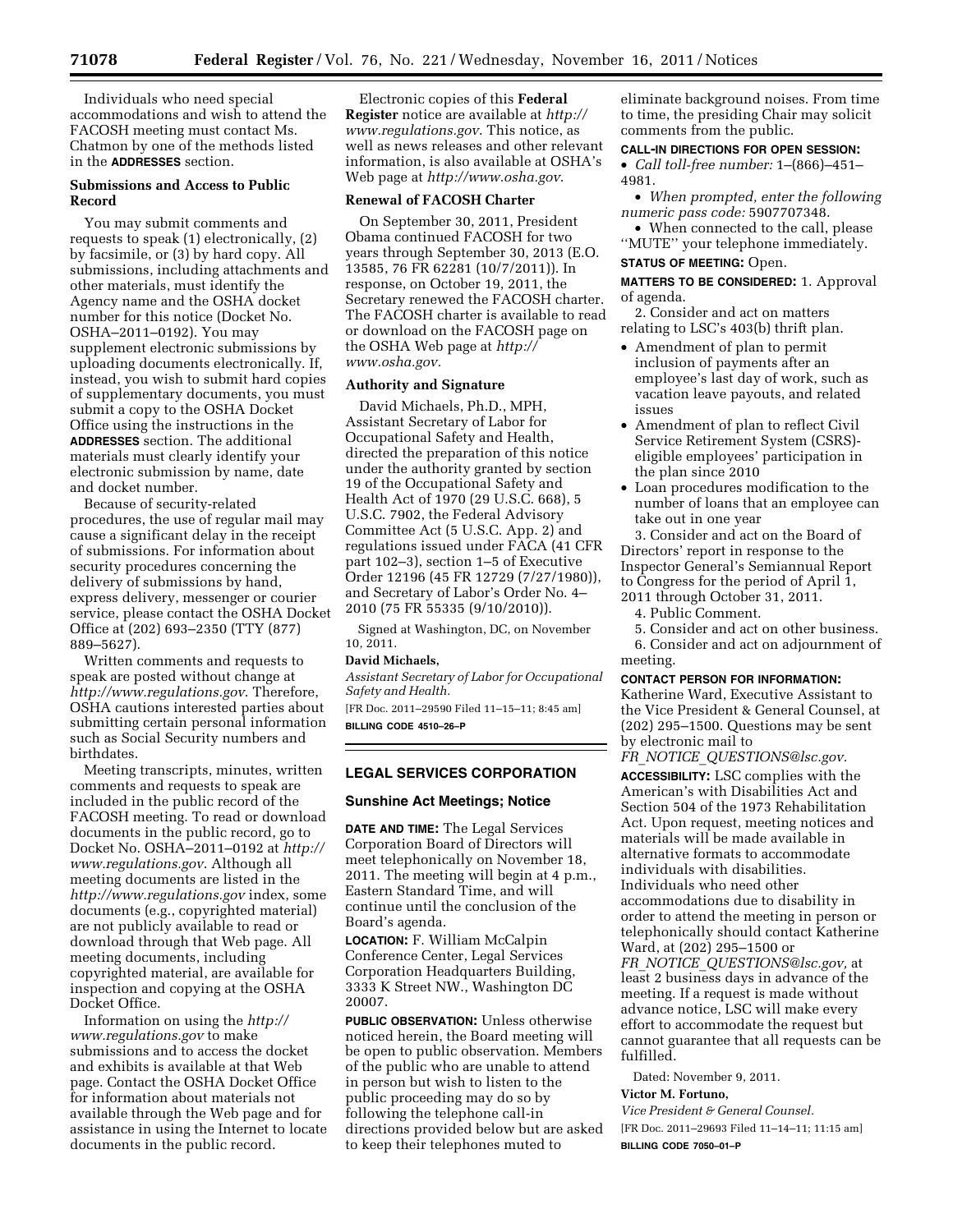Individuals who need special accommodations and wish to attend the FACOSH meeting must contact Ms. Chatmon by one of the methods listed in the **ADDRESSES** section.

### Submissions and Access to Public Record

You may submit comments and requests to speak (1) electronically, (2) by facsimile, or (3) by hard copy. All submissions, including attachments and other materials, must identify the Agency name and the OSHA docket number for this notice (Docket No. OSHA–2011–0192). You may supplement electronic submissions by uploading documents electronically. If, instead, you wish to submit hard copies of supplementary documents, you must submit a copy to the OSHA Docket Office using the instructions in the **ADDRESSES** section. The additional materials must clearly identify your electronic submission by name, date and docket number.

Because of security-related procedures, the use of regular mail may cause a significant delay in the receipt of submissions. For information about security procedures concerning the delivery of submissions by hand, express delivery, messenger or courier service, please contact the OSHA Docket Office at (202) 693–2350 (TTY (877) 889–5627).

Written comments and requests to speak are posted without change at *http://www.regulations.gov*. Therefore, OSHA cautions interested parties about submitting certain personal information such as Social Security numbers and birthdates.

Meeting transcripts, minutes, written comments and requests to speak are included in the public record of the FACOSH meeting. To read or download documents in the public record, go to Docket No. OSHA–2011–0192 at *http://www.regulations.gov*. Although all meeting documents are listed in the *http://www.regulations.gov* index, some documents (e.g., copyrighted material) are not publicly available to read or download through that Web page. All meeting documents, including copyrighted material, are available for inspection and copying at the OSHA Docket Office.

Information on using the *http://www.regulations.gov* to make submissions and to access the docket and exhibits is available at that Web page. Contact the OSHA Docket Office for information about materials not available through the Web page and for assistance in using the Internet to locate documents in the public record.

Electronic copies of this **Federal Register** notice are available at *http://www.regulations.gov*. This notice, as well as news releases and other relevant information, is also available at OSHA's Web page at *http://www.osha.gov*.

### Renewal of FACOSH Charter

On September 30, 2011, President Obama continued FACOSH for two years through September 30, 2013 (E.O. 13585, 76 FR 62281 (10/7/2011)). In response, on October 19, 2011, the Secretary renewed the FACOSH charter. The FACOSH charter is available to read or download on the FACOSH page on the OSHA Web page at *http://www.osha.gov.*

### Authority and Signature

David Michaels, Ph.D., MPH, Assistant Secretary of Labor for Occupational Safety and Health, directed the preparation of this notice under the authority granted by section 19 of the Occupational Safety and Health Act of 1970 (29 U.S.C. 668), 5 U.S.C. 7902, the Federal Advisory Committee Act (5 U.S.C. App. 2) and regulations issued under FACA (41 CFR part 102–3), section 1–5 of Executive Order 12196 (45 FR 12729 (7/27/1980)), and Secretary of Labor's Order No. 4–2010 (75 FR 55335 (9/10/2010)).

Signed at Washington, DC, on November 10, 2011.

**David Michaels,**

*Assistant Secretary of Labor for Occupational Safety and Health.*

[FR Doc. 2011–29590 Filed 11–15–11; 8:45 am]

**BILLING CODE 4510–26–P**

## LEGAL SERVICES CORPORATION

### Sunshine Act Meetings; Notice

**DATE AND TIME:** The Legal Services Corporation Board of Directors will meet telephonically on November 18, 2011. The meeting will begin at 4 p.m., Eastern Standard Time, and will continue until the conclusion of the Board's agenda.

**LOCATION:** F. William McCalpin Conference Center, Legal Services Corporation Headquarters Building, 3333 K Street NW., Washington DC 20007.

**PUBLIC OBSERVATION:** Unless otherwise noticed herein, the Board meeting will be open to public observation. Members of the public who are unable to attend in person but wish to listen to the public proceeding may do so by following the telephone call-in directions provided below but are asked to keep their telephones muted to eliminate background noises. From time to time, the presiding Chair may solicit comments from the public.

**CALL-IN DIRECTIONS FOR OPEN SESSION:**

- *Call toll-free number:* 1–(866)–451–4981.
- *When prompted, enter the following numeric pass code:* 5907707348.
- When connected to the call, please ''MUTE'' your telephone immediately.

**STATUS OF MEETING:** Open.

**MATTERS TO BE CONSIDERED:** 1. Approval of agenda.

2. Consider and act on matters relating to LSC's 403(b) thrift plan.

- Amendment of plan to permit inclusion of payments after an employee's last day of work, such as vacation leave payouts, and related issues
- Amendment of plan to reflect Civil Service Retirement System (CSRS)-eligible employees' participation in the plan since 2010
- Loan procedures modification to the number of loans that an employee can take out in one year

3. Consider and act on the Board of Directors' report in response to the Inspector General's Semiannual Report to Congress for the period of April 1, 2011 through October 31, 2011.

4. Public Comment.

5. Consider and act on other business.

6. Consider and act on adjournment of meeting.

**CONTACT PERSON FOR INFORMATION:** Katherine Ward, Executive Assistant to the Vice President & General Counsel, at (202) 295–1500. Questions may be sent by electronic mail to *FR_NOTICE_QUESTIONS@lsc.gov.*

**ACCESSIBILITY:** LSC complies with the American's with Disabilities Act and Section 504 of the 1973 Rehabilitation Act. Upon request, meeting notices and materials will be made available in alternative formats to accommodate individuals with disabilities. Individuals who need other accommodations due to disability in order to attend the meeting in person or telephonically should contact Katherine Ward, at (202) 295–1500 or *FR_NOTICE_QUESTIONS@lsc.gov,* at least 2 business days in advance of the meeting. If a request is made without advance notice, LSC will make every effort to accommodate the request but cannot guarantee that all requests can be fulfilled.

Dated: November 9, 2011.

**Victor M. Fortuno,**

*Vice President & General Counsel.*

[FR Doc. 2011–29693 Filed 11–14–11; 11:15 am]

**BILLING CODE 7050–01–P**